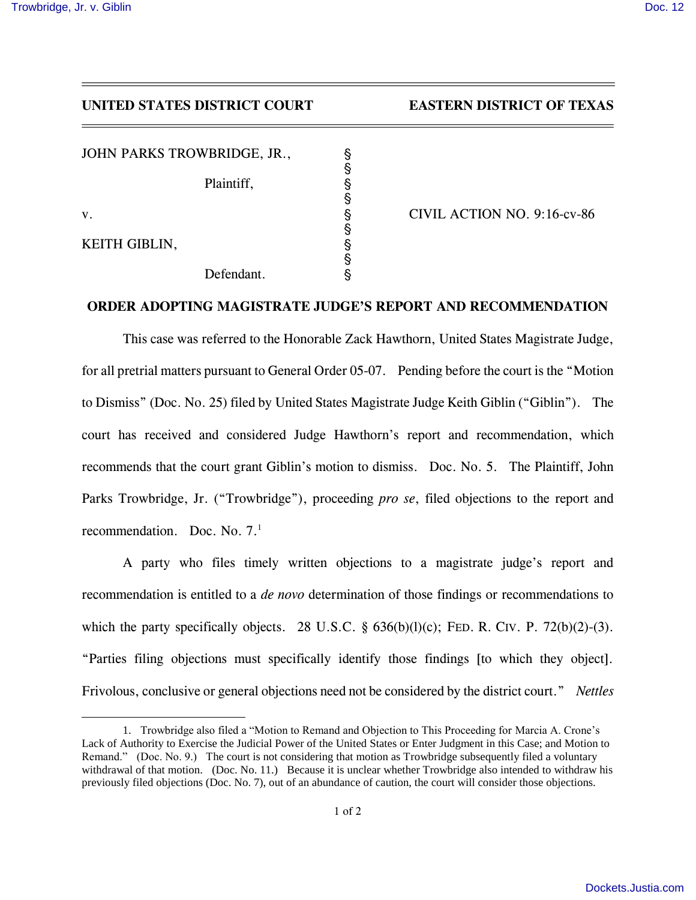**UNITED STATES DISTRICT COURT EASTERN DISTRICT OF TEXAS**

| | | |
|---|---|---|
| JOHN PARKS TROWBRIDGE, JR., | § | |
| Plaintiff, | § | |
| | § | |
| v. | § | CIVIL ACTION NO. 9:16-cv-86 |
| | § | |
| KEITH GIBLIN, | § | |
| Defendant. | § | |

**ORDER ADOPTING MAGISTRATE JUDGE'S REPORT AND RECOMMENDATION**

This case was referred to the Honorable Zack Hawthorn, United States Magistrate Judge, for all pretrial matters pursuant to General Order 05-07. Pending before the court is the "Motion to Dismiss" (Doc. No. 25) filed by United States Magistrate Judge Keith Giblin ("Giblin"). The court has received and considered Judge Hawthorn's report and recommendation, which recommends that the court grant Giblin's motion to dismiss. Doc. No. 5. The Plaintiff, John Parks Trowbridge, Jr. ("Trowbridge"), proceeding *pro se*, filed objections to the report and recommendation. Doc. No. 7.[1]

A party who files timely written objections to a magistrate judge's report and recommendation is entitled to a *de novo* determination of those findings or recommendations to which the party specifically objects. 28 U.S.C. § 636(b)(l)(c); FED. R. CIV. P. 72(b)(2)-(3). "Parties filing objections must specifically identify those findings [to which they object]. Frivolous, conclusive or general objections need not be considered by the district court." *Nettles*

---

1. Trowbridge also filed a "Motion to Remand and Objection to This Proceeding for Marcia A. Crone's Lack of Authority to Exercise the Judicial Power of the United States or Enter Judgment in this Case; and Motion to Remand." (Doc. No. 9.) The court is not considering that motion as Trowbridge subsequently filed a voluntary withdrawal of that motion. (Doc. No. 11.) Because it is unclear whether Trowbridge also intended to withdraw his previously filed objections (Doc. No. 7), out of an abundance of caution, the court will consider those objections.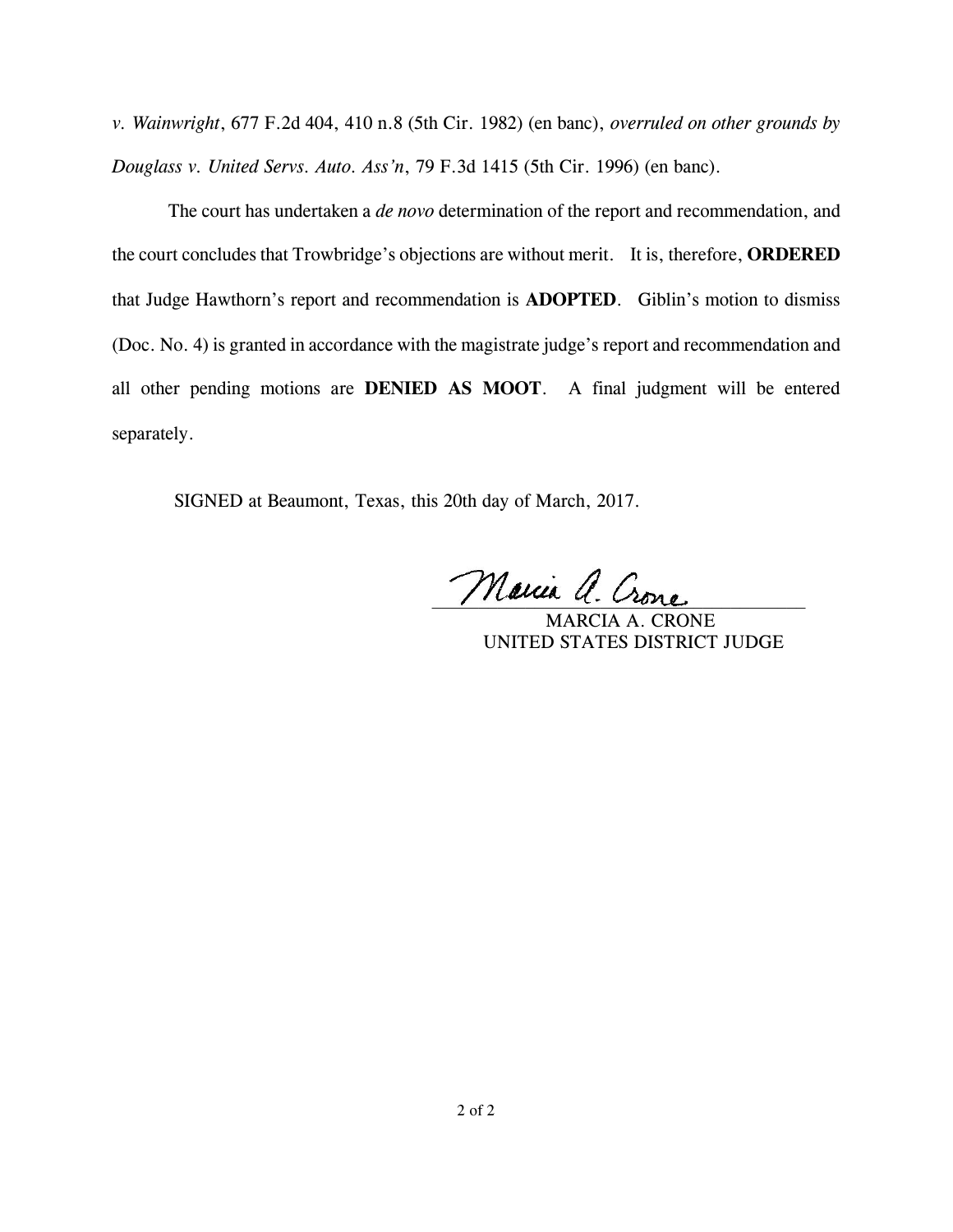*v. Wainwright*, 677 F.2d 404, 410 n.8 (5th Cir. 1982) (en banc), *overruled on other grounds by Douglass v. United Servs. Auto. Ass'n*, 79 F.3d 1415 (5th Cir. 1996) (en banc).

The court has undertaken a *de novo* determination of the report and recommendation, and the court concludes that Trowbridge's objections are without merit. It is, therefore, **ORDERED** that Judge Hawthorn's report and recommendation is **ADOPTED**. Giblin's motion to dismiss (Doc. No. 4) is granted in accordance with the magistrate judge's report and recommendation and all other pending motions are **DENIED AS MOOT**. A final judgment will be entered separately.

SIGNED at Beaumont, Texas, this 20th day of March, 2017.

MARCIA A. CRONE
UNITED STATES DISTRICT JUDGE